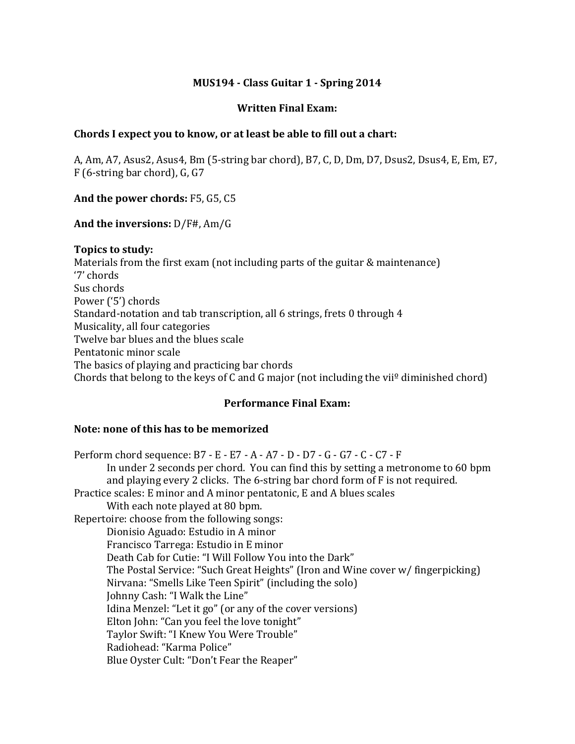# MUS194 - Class Guitar 1 - Spring 2014

## Written Final Exam:

**Chords I expect you to know, or at least be able to fill out a chart:**

A, Am, A7, Asus2, Asus4, Bm (5-string bar chord), B7, C, D, Dm, D7, Dsus2, Dsus4, E, Em, E7, F (6-string bar chord), G, G7

**And the power chords:** F5, G5, C5

**And the inversions:** D/F#, Am/G

**Topics to study:**

Materials from the first exam (not including parts of the guitar & maintenance)
'7' chords
Sus chords
Power ('5') chords
Standard-notation and tab transcription, all 6 strings, frets 0 through 4
Musicality, all four categories
Twelve bar blues and the blues scale
Pentatonic minor scale
The basics of playing and practicing bar chords
Chords that belong to the keys of C and G major (not including the viiº diminished chord)

## Performance Final Exam:

**Note: none of this has to be memorized**

Perform chord sequence: B7 - E - E7 - A - A7 - D - D7 - G - G7 - C - C7 - F
    In under 2 seconds per chord. You can find this by setting a metronome to 60 bpm and playing every 2 clicks. The 6-string bar chord form of F is not required.
Practice scales: E minor and A minor pentatonic, E and A blues scales
    With each note played at 80 bpm.
Repertoire: choose from the following songs:
    Dionisio Aguado: Estudio in A minor
    Francisco Tarrega: Estudio in E minor
    Death Cab for Cutie: "I Will Follow You into the Dark"
    The Postal Service: "Such Great Heights" (Iron and Wine cover w/ fingerpicking)
    Nirvana: "Smells Like Teen Spirit" (including the solo)
    Johnny Cash: "I Walk the Line"
    Idina Menzel: "Let it go" (or any of the cover versions)
    Elton John: "Can you feel the love tonight"
    Taylor Swift: "I Knew You Were Trouble"
    Radiohead: "Karma Police"
    Blue Oyster Cult: "Don't Fear the Reaper"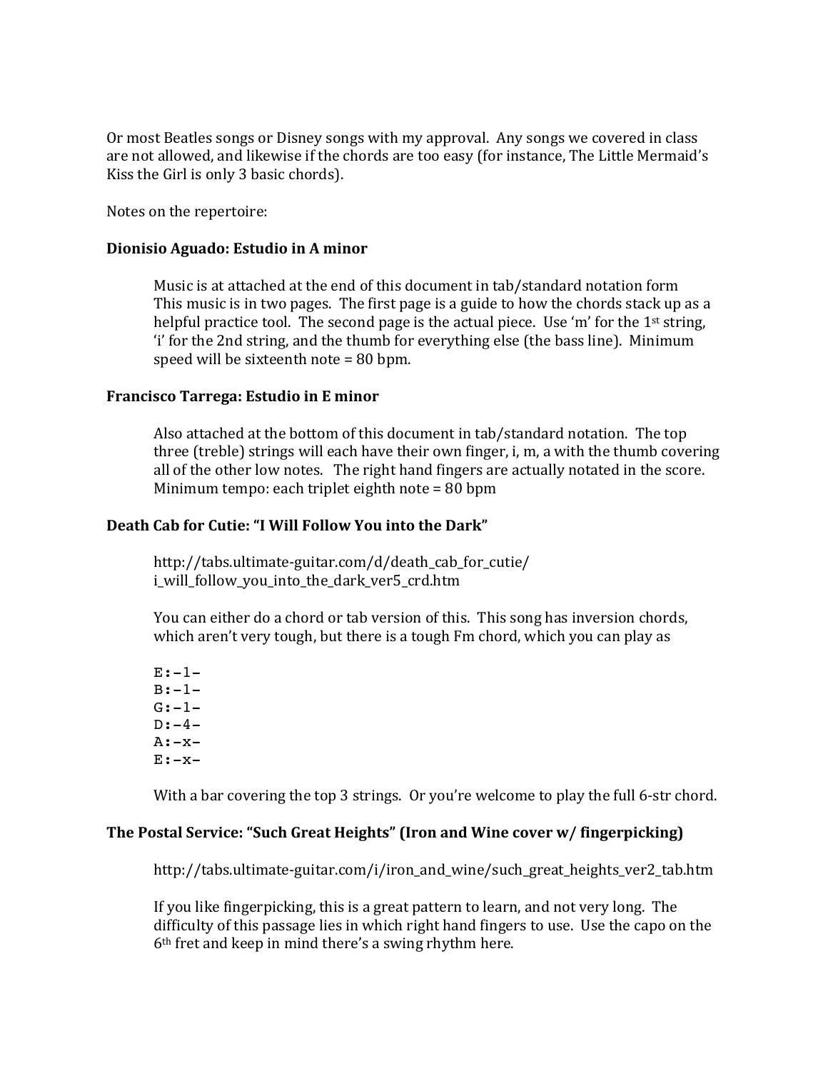Or most Beatles songs or Disney songs with my approval. Any songs we covered in class are not allowed, and likewise if the chords are too easy (for instance, The Little Mermaid's Kiss the Girl is only 3 basic chords).

Notes on the repertoire:

**Dionisio Aguado: Estudio in A minor**

Music is at attached at the end of this document in tab/standard notation form This music is in two pages. The first page is a guide to how the chords stack up as a helpful practice tool. The second page is the actual piece. Use 'm' for the 1st string, 'i' for the 2nd string, and the thumb for everything else (the bass line). Minimum speed will be sixteenth note = 80 bpm.

**Francisco Tarrega: Estudio in E minor**

Also attached at the bottom of this document in tab/standard notation. The top three (treble) strings will each have their own finger, i, m, a with the thumb covering all of the other low notes. The right hand fingers are actually notated in the score. Minimum tempo: each triplet eighth note = 80 bpm

**Death Cab for Cutie: "I Will Follow You into the Dark"**

http://tabs.ultimate-guitar.com/d/death_cab_for_cutie/i_will_follow_you_into_the_dark_ver5_crd.htm

You can either do a chord or tab version of this. This song has inversion chords, which aren't very tough, but there is a tough Fm chord, which you can play as

```
E:-1-
B:-1-
G:-1-
D:-4-
A:-x-
E:-x-
```

With a bar covering the top 3 strings. Or you're welcome to play the full 6-str chord.

**The Postal Service: "Such Great Heights" (Iron and Wine cover w/ fingerpicking)**

http://tabs.ultimate-guitar.com/i/iron_and_wine/such_great_heights_ver2_tab.htm

If you like fingerpicking, this is a great pattern to learn, and not very long. The difficulty of this passage lies in which right hand fingers to use. Use the capo on the 6th fret and keep in mind there's a swing rhythm here.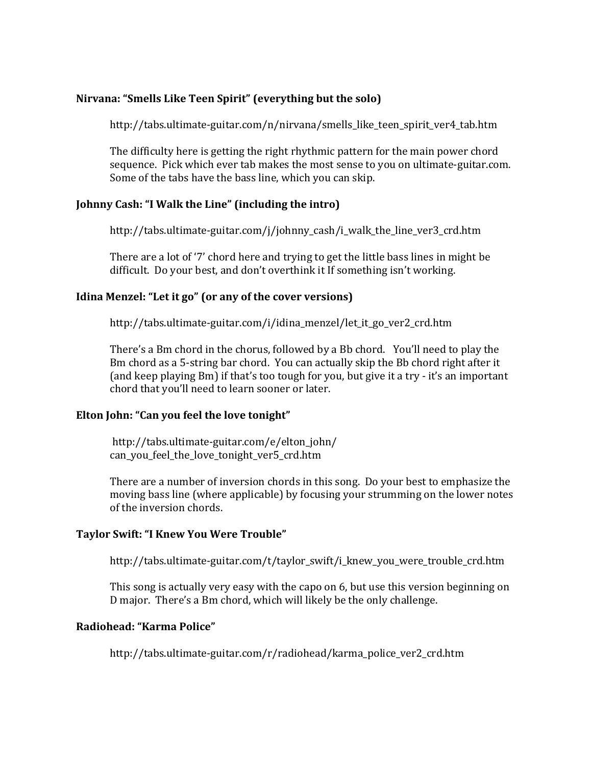**Nirvana: "Smells Like Teen Spirit" (everything but the solo)**

http://tabs.ultimate-guitar.com/n/nirvana/smells_like_teen_spirit_ver4_tab.htm

The difficulty here is getting the right rhythmic pattern for the main power chord sequence. Pick which ever tab makes the most sense to you on ultimate-guitar.com. Some of the tabs have the bass line, which you can skip.

**Johnny Cash: "I Walk the Line" (including the intro)**

http://tabs.ultimate-guitar.com/j/johnny_cash/i_walk_the_line_ver3_crd.htm

There are a lot of '7' chord here and trying to get the little bass lines in might be difficult. Do your best, and don't overthink it If something isn't working.

**Idina Menzel: "Let it go" (or any of the cover versions)**

http://tabs.ultimate-guitar.com/i/idina_menzel/let_it_go_ver2_crd.htm

There's a Bm chord in the chorus, followed by a Bb chord. You'll need to play the Bm chord as a 5-string bar chord. You can actually skip the Bb chord right after it (and keep playing Bm) if that's too tough for you, but give it a try - it's an important chord that you'll need to learn sooner or later.

**Elton John: "Can you feel the love tonight"**

http://tabs.ultimate-guitar.com/e/elton_john/can_you_feel_the_love_tonight_ver5_crd.htm

There are a number of inversion chords in this song. Do your best to emphasize the moving bass line (where applicable) by focusing your strumming on the lower notes of the inversion chords.

**Taylor Swift: "I Knew You Were Trouble"**

http://tabs.ultimate-guitar.com/t/taylor_swift/i_knew_you_were_trouble_crd.htm

This song is actually very easy with the capo on 6, but use this version beginning on D major. There's a Bm chord, which will likely be the only challenge.

**Radiohead: "Karma Police"**

http://tabs.ultimate-guitar.com/r/radiohead/karma_police_ver2_crd.htm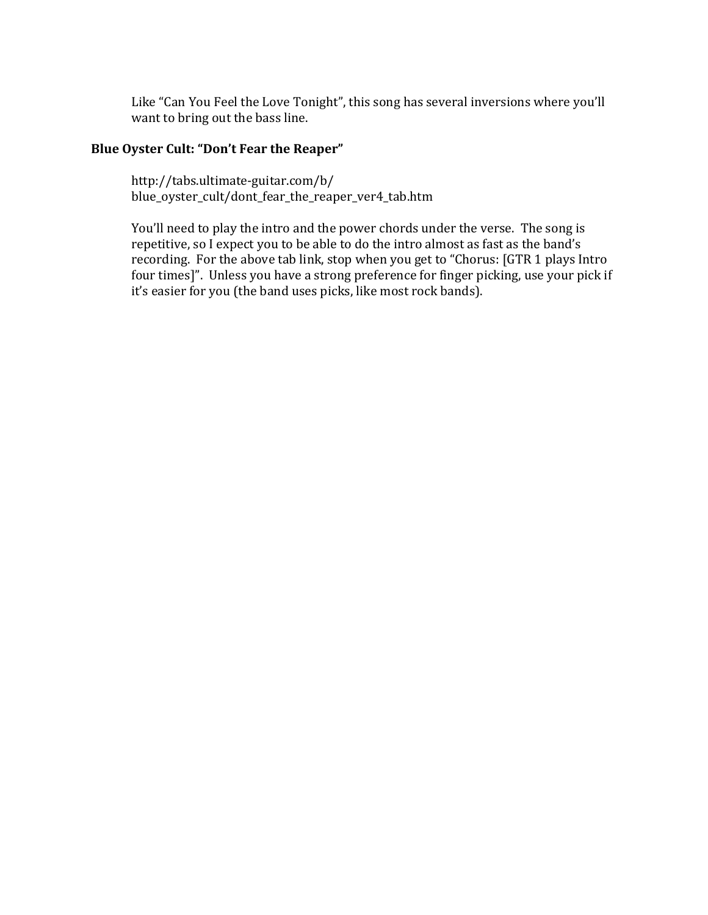Like "Can You Feel the Love Tonight", this song has several inversions where you'll want to bring out the bass line.

**Blue Oyster Cult: "Don't Fear the Reaper"**

http://tabs.ultimate-guitar.com/b/blue_oyster_cult/dont_fear_the_reaper_ver4_tab.htm

You'll need to play the intro and the power chords under the verse. The song is repetitive, so I expect you to be able to do the intro almost as fast as the band's recording. For the above tab link, stop when you get to "Chorus: [GTR 1 plays Intro four times]". Unless you have a strong preference for finger picking, use your pick if it's easier for you (the band uses picks, like most rock bands).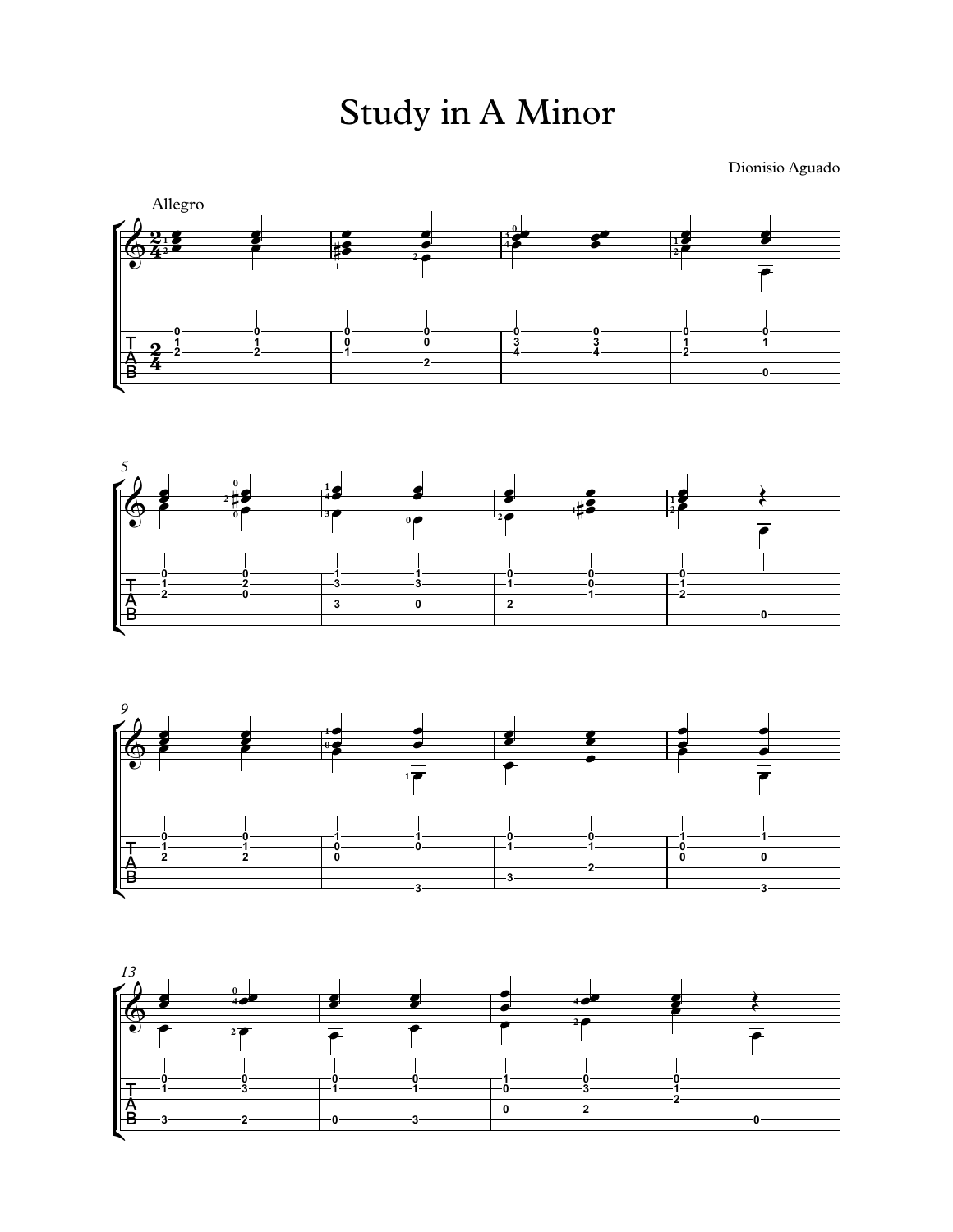# Study in A Minor

Dionisio Aguado

Allegro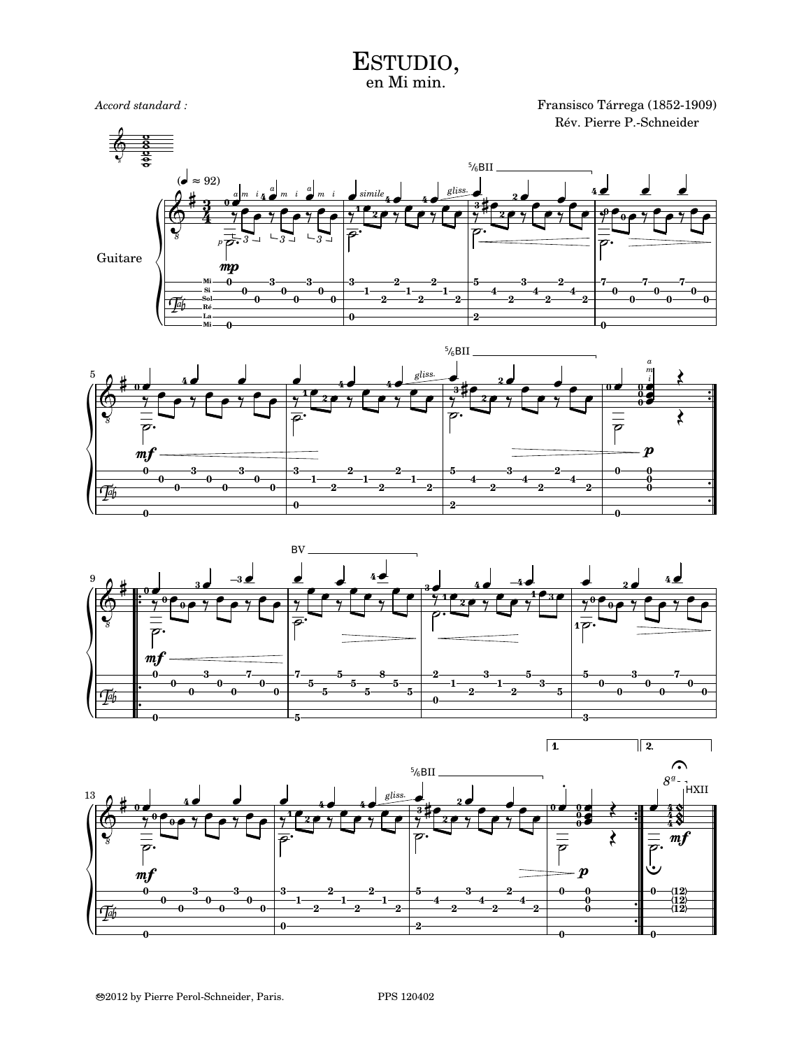# Estudio,

en Mi min.

*Accord standard :*

Fransisco Tárrega (1852-1909)

Rév. Pierre P.-Schneider

©2012 by Pierre Perol-Schneider, Paris. PPS 120402